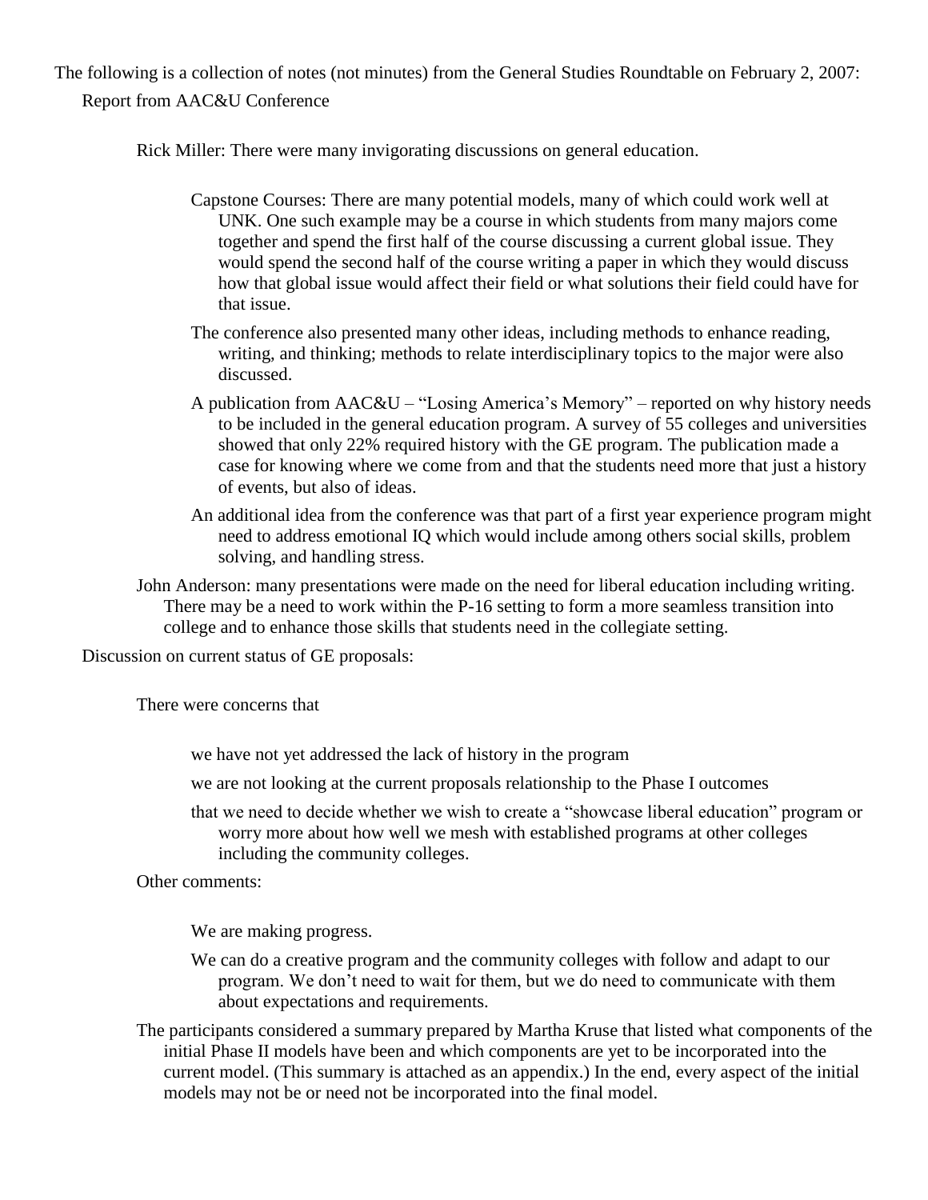The following is a collection of notes (not minutes) from the General Studies Roundtable on February 2, 2007:

Report from AAC&U Conference

Rick Miller: There were many invigorating discussions on general education.

- Capstone Courses: There are many potential models, many of which could work well at UNK. One such example may be a course in which students from many majors come together and spend the first half of the course discussing a current global issue. They would spend the second half of the course writing a paper in which they would discuss how that global issue would affect their field or what solutions their field could have for that issue.
- The conference also presented many other ideas, including methods to enhance reading, writing, and thinking; methods to relate interdisciplinary topics to the major were also discussed.
- A publication from AAC&U – "Losing America's Memory" – reported on why history needs to be included in the general education program. A survey of 55 colleges and universities showed that only 22% required history with the GE program. The publication made a case for knowing where we come from and that the students need more that just a history of events, but also of ideas.
- An additional idea from the conference was that part of a first year experience program might need to address emotional IQ which would include among others social skills, problem solving, and handling stress.

John Anderson: many presentations were made on the need for liberal education including writing. There may be a need to work within the P-16 setting to form a more seamless transition into college and to enhance those skills that students need in the collegiate setting.

Discussion on current status of GE proposals:

There were concerns that

- we have not yet addressed the lack of history in the program
- we are not looking at the current proposals relationship to the Phase I outcomes
- that we need to decide whether we wish to create a "showcase liberal education" program or worry more about how well we mesh with established programs at other colleges including the community colleges.

Other comments:

- We are making progress.
- We can do a creative program and the community colleges with follow and adapt to our program. We don't need to wait for them, but we do need to communicate with them about expectations and requirements.

The participants considered a summary prepared by Martha Kruse that listed what components of the initial Phase II models have been and which components are yet to be incorporated into the current model. (This summary is attached as an appendix.) In the end, every aspect of the initial models may not be or need not be incorporated into the final model.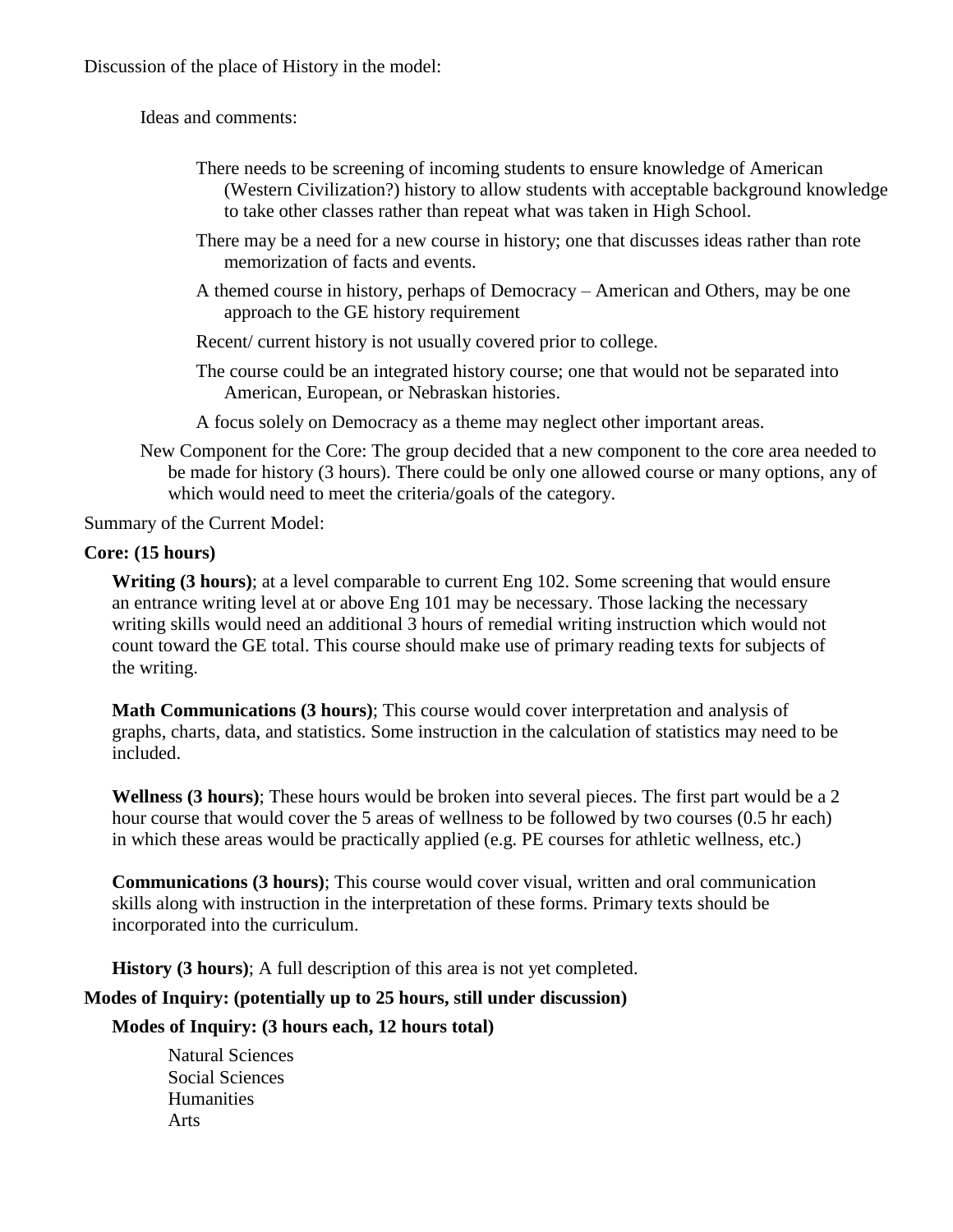Discussion of the place of History in the model:

Ideas and comments:

- There needs to be screening of incoming students to ensure knowledge of American (Western Civilization?) history to allow students with acceptable background knowledge to take other classes rather than repeat what was taken in High School.
- There may be a need for a new course in history; one that discusses ideas rather than rote memorization of facts and events.
- A themed course in history, perhaps of Democracy – American and Others, may be one approach to the GE history requirement
- Recent/ current history is not usually covered prior to college.
- The course could be an integrated history course; one that would not be separated into American, European, or Nebraskan histories.
- A focus solely on Democracy as a theme may neglect other important areas.

New Component for the Core: The group decided that a new component to the core area needed to be made for history (3 hours). There could be only one allowed course or many options, any of which would need to meet the criteria/goals of the category.

Summary of the Current Model:

**Core: (15 hours)**

**Writing (3 hours)**; at a level comparable to current Eng 102. Some screening that would ensure an entrance writing level at or above Eng 101 may be necessary. Those lacking the necessary writing skills would need an additional 3 hours of remedial writing instruction which would not count toward the GE total. This course should make use of primary reading texts for subjects of the writing.

**Math Communications (3 hours)**; This course would cover interpretation and analysis of graphs, charts, data, and statistics. Some instruction in the calculation of statistics may need to be included.

**Wellness (3 hours)**; These hours would be broken into several pieces. The first part would be a 2 hour course that would cover the 5 areas of wellness to be followed by two courses (0.5 hr each) in which these areas would be practically applied (e.g. PE courses for athletic wellness, etc.)

**Communications (3 hours)**; This course would cover visual, written and oral communication skills along with instruction in the interpretation of these forms. Primary texts should be incorporated into the curriculum.

**History (3 hours)**; A full description of this area is not yet completed.

**Modes of Inquiry: (potentially up to 25 hours, still under discussion)**

**Modes of Inquiry: (3 hours each, 12 hours total)**

- Natural Sciences
- Social Sciences
- Humanities
- Arts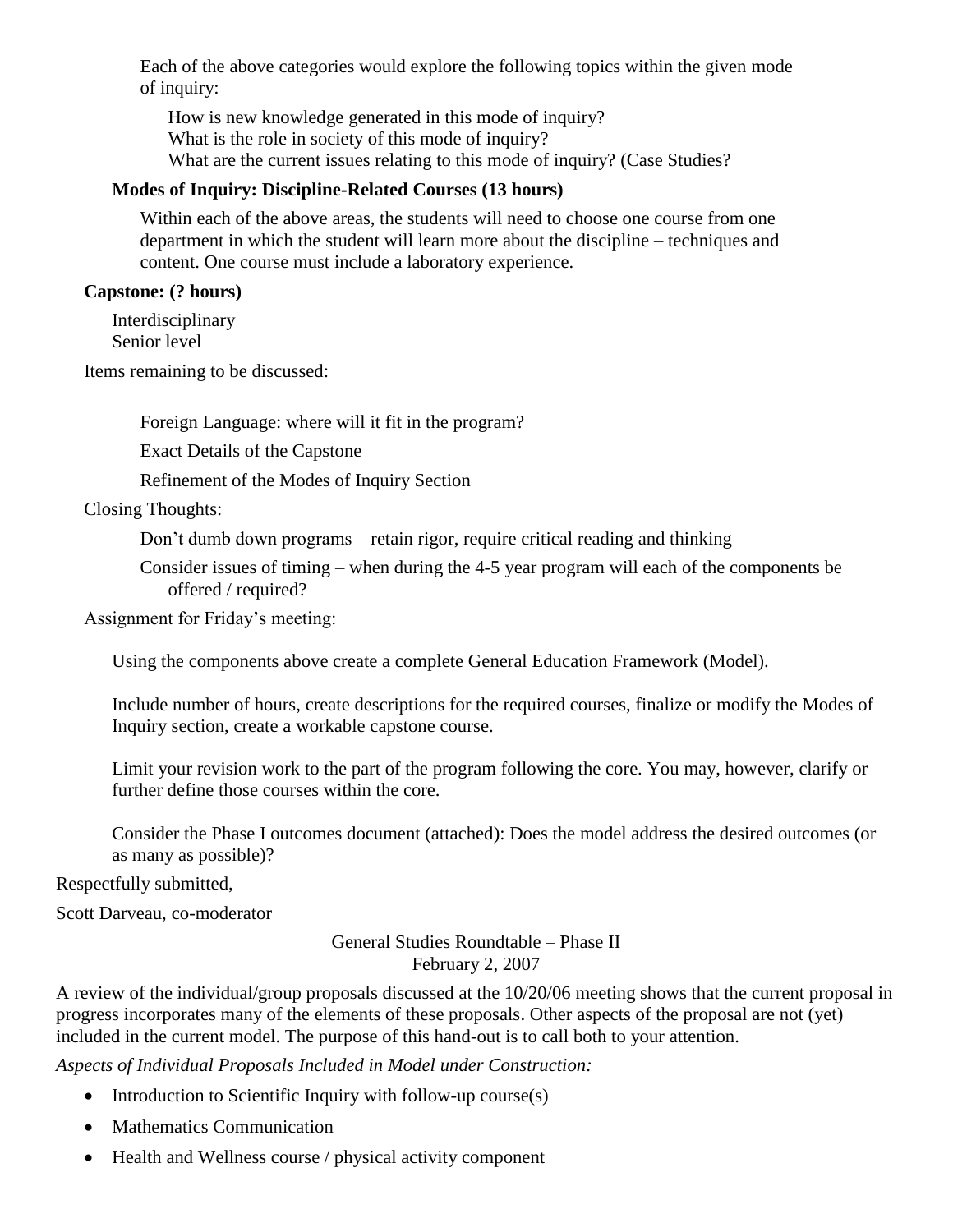Each of the above categories would explore the following topics within the given mode of inquiry:

How is new knowledge generated in this mode of inquiry?
What is the role in society of this mode of inquiry?
What are the current issues relating to this mode of inquiry? (Case Studies?

**Modes of Inquiry: Discipline-Related Courses (13 hours)**

Within each of the above areas, the students will need to choose one course from one department in which the student will learn more about the discipline – techniques and content. One course must include a laboratory experience.

**Capstone: (? hours)**

Interdisciplinary
Senior level

Items remaining to be discussed:

Foreign Language: where will it fit in the program?

Exact Details of the Capstone

Refinement of the Modes of Inquiry Section

Closing Thoughts:

Don't dumb down programs – retain rigor, require critical reading and thinking

Consider issues of timing – when during the 4-5 year program will each of the components be offered / required?

Assignment for Friday's meeting:

Using the components above create a complete General Education Framework (Model).

Include number of hours, create descriptions for the required courses, finalize or modify the Modes of Inquiry section, create a workable capstone course.

Limit your revision work to the part of the program following the core. You may, however, clarify or further define those courses within the core.

Consider the Phase I outcomes document (attached): Does the model address the desired outcomes (or as many as possible)?

Respectfully submitted,

Scott Darveau, co-moderator

General Studies Roundtable – Phase II
February 2, 2007

A review of the individual/group proposals discussed at the 10/20/06 meeting shows that the current proposal in progress incorporates many of the elements of these proposals. Other aspects of the proposal are not (yet) included in the current model. The purpose of this hand-out is to call both to your attention.

*Aspects of Individual Proposals Included in Model under Construction:*

- Introduction to Scientific Inquiry with follow-up course(s)
- Mathematics Communication
- Health and Wellness course / physical activity component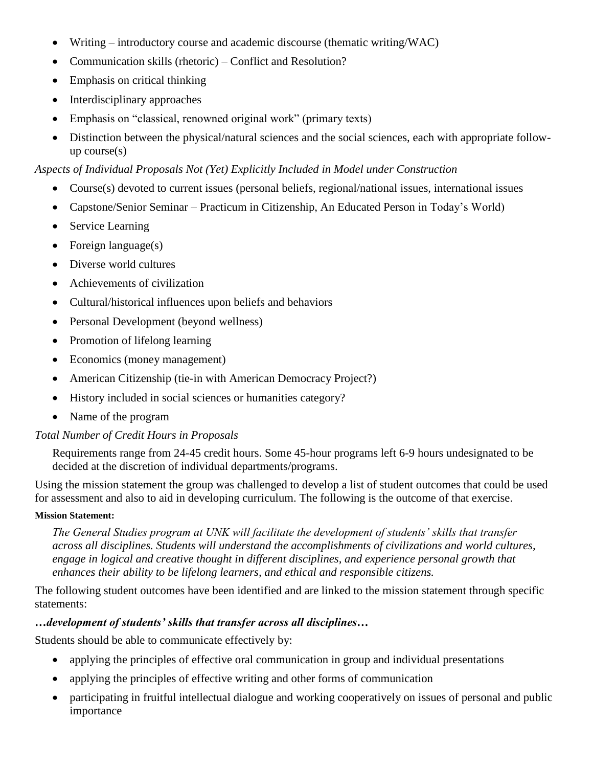- Writing – introductory course and academic discourse (thematic writing/WAC)
- Communication skills (rhetoric) – Conflict and Resolution?
- Emphasis on critical thinking
- Interdisciplinary approaches
- Emphasis on "classical, renowned original work" (primary texts)
- Distinction between the physical/natural sciences and the social sciences, each with appropriate follow-up course(s)

*Aspects of Individual Proposals Not (Yet) Explicitly Included in Model under Construction*

- Course(s) devoted to current issues (personal beliefs, regional/national issues, international issues
- Capstone/Senior Seminar – Practicum in Citizenship, An Educated Person in Today's World)
- Service Learning
- Foreign language(s)
- Diverse world cultures
- Achievements of civilization
- Cultural/historical influences upon beliefs and behaviors
- Personal Development (beyond wellness)
- Promotion of lifelong learning
- Economics (money management)
- American Citizenship (tie-in with American Democracy Project?)
- History included in social sciences or humanities category?
- Name of the program

*Total Number of Credit Hours in Proposals*

Requirements range from 24-45 credit hours. Some 45-hour programs left 6-9 hours undesignated to be decided at the discretion of individual departments/programs.

Using the mission statement the group was challenged to develop a list of student outcomes that could be used for assessment and also to aid in developing curriculum. The following is the outcome of that exercise.

**Mission Statement:**

*The General Studies program at UNK will facilitate the development of students' skills that transfer across all disciplines. Students will understand the accomplishments of civilizations and world cultures, engage in logical and creative thought in different disciplines, and experience personal growth that enhances their ability to be lifelong learners, and ethical and responsible citizens.*

The following student outcomes have been identified and are linked to the mission statement through specific statements:

***…development of students' skills that transfer across all disciplines…***

Students should be able to communicate effectively by:

- applying the principles of effective oral communication in group and individual presentations
- applying the principles of effective writing and other forms of communication
- participating in fruitful intellectual dialogue and working cooperatively on issues of personal and public importance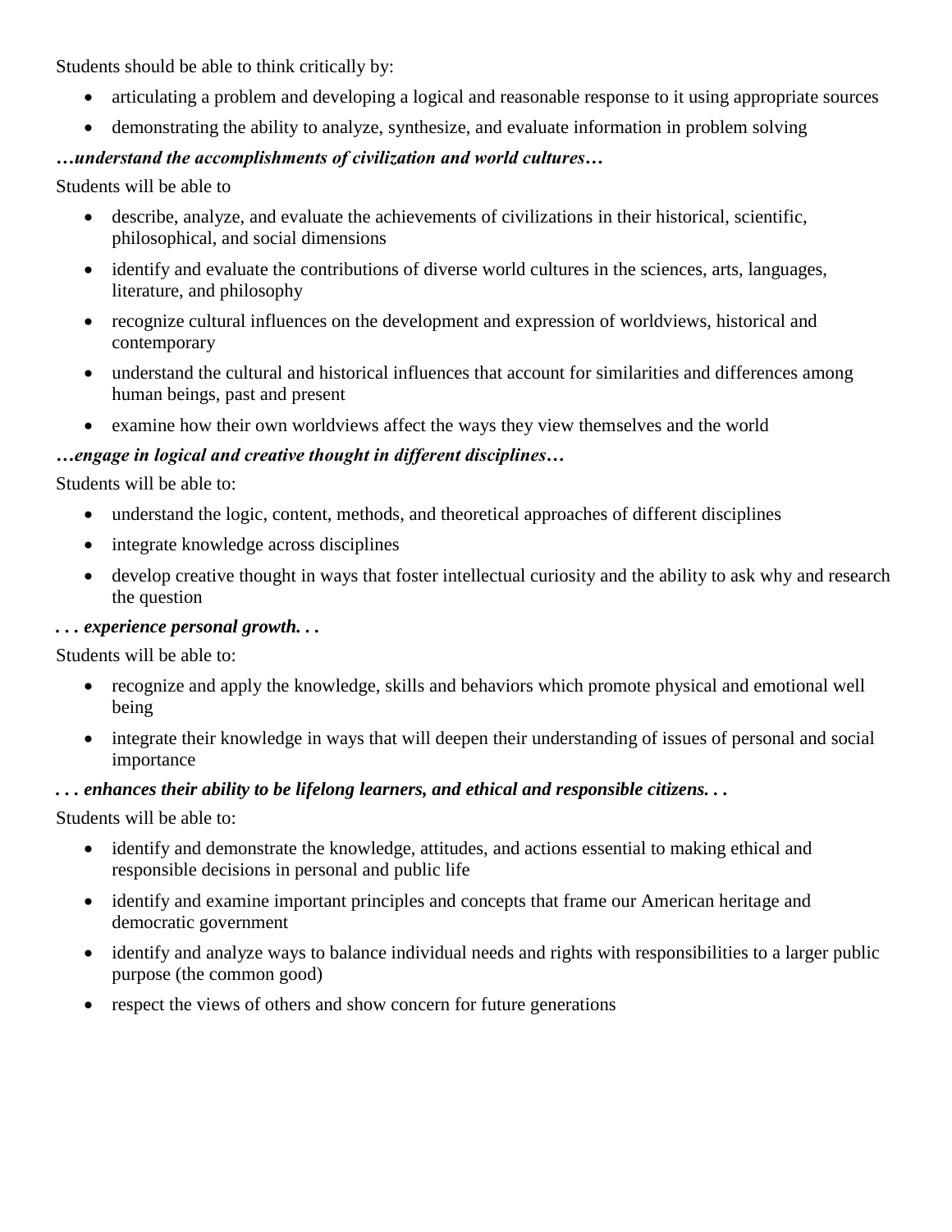Students should be able to think critically by:

- articulating a problem and developing a logical and reasonable response to it using appropriate sources
- demonstrating the ability to analyze, synthesize, and evaluate information in problem solving

***…understand the accomplishments of civilization and world cultures…***

Students will be able to

- describe, analyze, and evaluate the achievements of civilizations in their historical, scientific, philosophical, and social dimensions
- identify and evaluate the contributions of diverse world cultures in the sciences, arts, languages, literature, and philosophy
- recognize cultural influences on the development and expression of worldviews, historical and contemporary
- understand the cultural and historical influences that account for similarities and differences among human beings, past and present
- examine how their own worldviews affect the ways they view themselves and the world

***…engage in logical and creative thought in different disciplines…***

Students will be able to:

- understand the logic, content, methods, and theoretical approaches of different disciplines
- integrate knowledge across disciplines
- develop creative thought in ways that foster intellectual curiosity and the ability to ask why and research the question

***. . . experience personal growth. . .***

Students will be able to:

- recognize and apply the knowledge, skills and behaviors which promote physical and emotional well being
- integrate their knowledge in ways that will deepen their understanding of issues of personal and social importance

***. . . enhances their ability to be lifelong learners, and ethical and responsible citizens. . .***

Students will be able to:

- identify and demonstrate the knowledge, attitudes, and actions essential to making ethical and responsible decisions in personal and public life
- identify and examine important principles and concepts that frame our American heritage and democratic government
- identify and analyze ways to balance individual needs and rights with responsibilities to a larger public purpose (the common good)
- respect the views of others and show concern for future generations